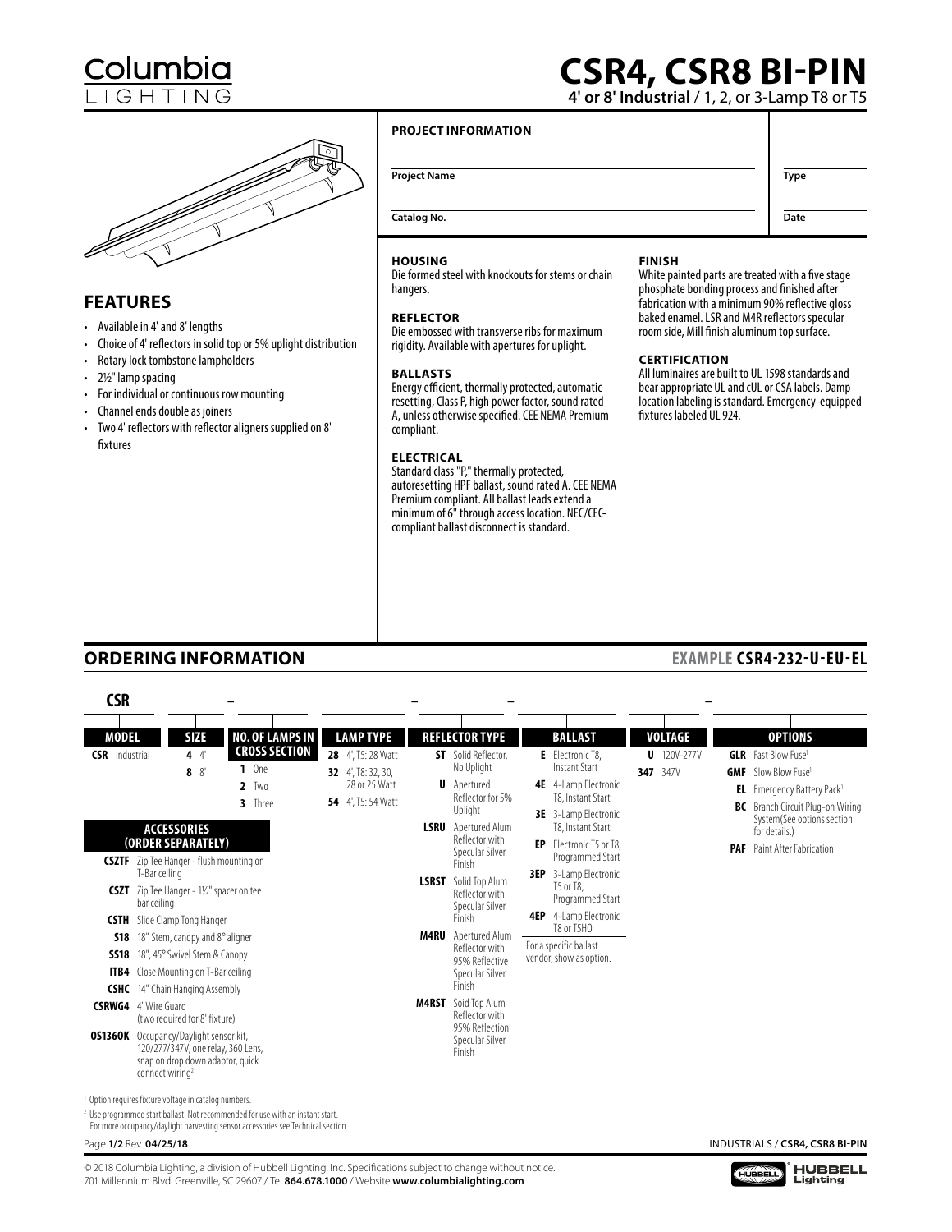# Columbia LIGHTING

# CSR4, CSR8 BI-PIN

**4' or 8' Industrial** / 1, 2, or 3-Lamp T8 or T5

## FEATURES

- Available in 4' and 8' lengths
- Choice of 4' reflectors in solid top or 5% uplight distribution
- Rotary lock tombstone lampholders
- 2½" lamp spacing
- For individual or continuous row mounting
- Channel ends double as joiners
- Two 4' reflectors with reflector aligners supplied on 8' fixtures

**PROJECT INFORMATION**

Project Name ____________________ Type ________

Catalog No. ____________________ Date ________

### HOUSING

Die formed steel with knockouts for stems or chain hangers.

### REFLECTOR

Die embossed with transverse ribs for maximum rigidity. Available with apertures for uplight.

### BALLASTS

Energy efficient, thermally protected, automatic resetting, Class P, high power factor, sound rated A, unless otherwise specified. CEE NEMA Premium compliant.

### ELECTRICAL

Standard class "P," thermally protected, autoresetting HPF ballast, sound rated A. CEE NEMA Premium compliant. All ballast leads extend a minimum of 6" through access location. NEC/CEC-compliant ballast disconnect is standard.

### FINISH

White painted parts are treated with a five stage phosphate bonding process and finished after fabrication with a minimum 90% reflective gloss baked enamel. LSR and M4R reflectors specular room side, Mill finish aluminum top surface.

### CERTIFICATION

All luminaires are built to UL 1598 standards and bear appropriate UL and cUL or CSA labels. Damp location labeling is standard. Emergency-equipped fixtures labeled UL 924.

## ORDERING INFORMATION

**EXAMPLE CSR4-232-U-EU-EL**

CSR ___ ___ – ___ – ___ – ___ ___ – ___

| MODEL | SIZE | NO. OF LAMPS IN CROSS SECTION | LAMP TYPE | REFLECTOR TYPE | BALLAST | VOLTAGE | OPTIONS |
|---|---|---|---|---|---|---|---|
| **CSR** Industrial | **4** 4' | **1** One | **28** 4', T5: 28 Watt | **ST** Solid Reflector, No Uplight | **E** Electronic T8, Instant Start | **U** 120V-277V | **GLR** Fast Blow Fuse[1] |
| | **8** 8' | **2** Two | **32** 4', T8: 32, 30, 28 or 25 Watt | **U** Apertured Reflector for 5% Uplight | **4E** 4-Lamp Electronic T8, Instant Start | **347** 347V | **GMF** Slow Blow Fuse[1] |
| | | **3** Three | **54** 4', T5: 54 Watt | **LSRU** Apertured Alum Reflector with Specular Silver Finish | **3E** 3-Lamp Electronic T8, Instant Start | | **EL** Emergency Battery Pack[1] |
| | | | | **LSRST** Solid Top Alum Reflector with Specular Silver Finish | **EP** Electronic T5 or T8, Programmed Start | | **BC** Branch Circuit Plug-on Wiring System(See options section for details.) |
| | | | | **M4RU** Apertured Alum Reflector with 95% Reflective Specular Silver Finish | **3EP** 3-Lamp Electronic T5 or T8, Programmed Start | | **PAF** Paint After Fabrication |
| | | | | **M4RST** Soid Top Alum Reflector with 95% Reflection Specular Silver Finish | **4EP** 4-Lamp Electronic T8 or T5HO | | |
| | | | | | For a specific ballast vendor, show as option. | | |

**ACCESSORIES (ORDER SEPARATELY)**

| | |
|---|---|
| **CSZTF** | Zip Tee Hanger - flush mounting on T-Bar ceiling |
| **CSZT** | Zip Tee Hanger - 1½" spacer on tee bar ceiling |
| **CSTH** | Slide Clamp Tong Hanger |
| **S18** | 18" Stem, canopy and 8° aligner |
| **SS18** | 18", 45° Swivel Stem & Canopy |
| **ITB4** | Close Mounting on T-Bar ceiling |
| **CSHC** | 14" Chain Hanging Assembly |
| **CSRWG4** | 4' Wire Guard (two required for 8' fixture) |
| **OS1360K** | Occupancy/Daylight sensor kit, 120/277/347V, one relay, 360 Lens, snap on drop down adaptor, quick connect wiring[2] |

[1] Option requires fixture voltage in catalog numbers.

[2] Use programmed start ballast. Not recommended for use with an instant start. For more occupancy/daylight harvesting sensor accessories see Technical section.

Rev. **04/25/18**

© 2018 Columbia Lighting, a division of Hubbell Lighting, Inc. Specifications subject to change without notice.
701 Millennium Blvd. Greenville, SC 29607 / Tel **864.678.1000** / Website **www.columbialighting.com**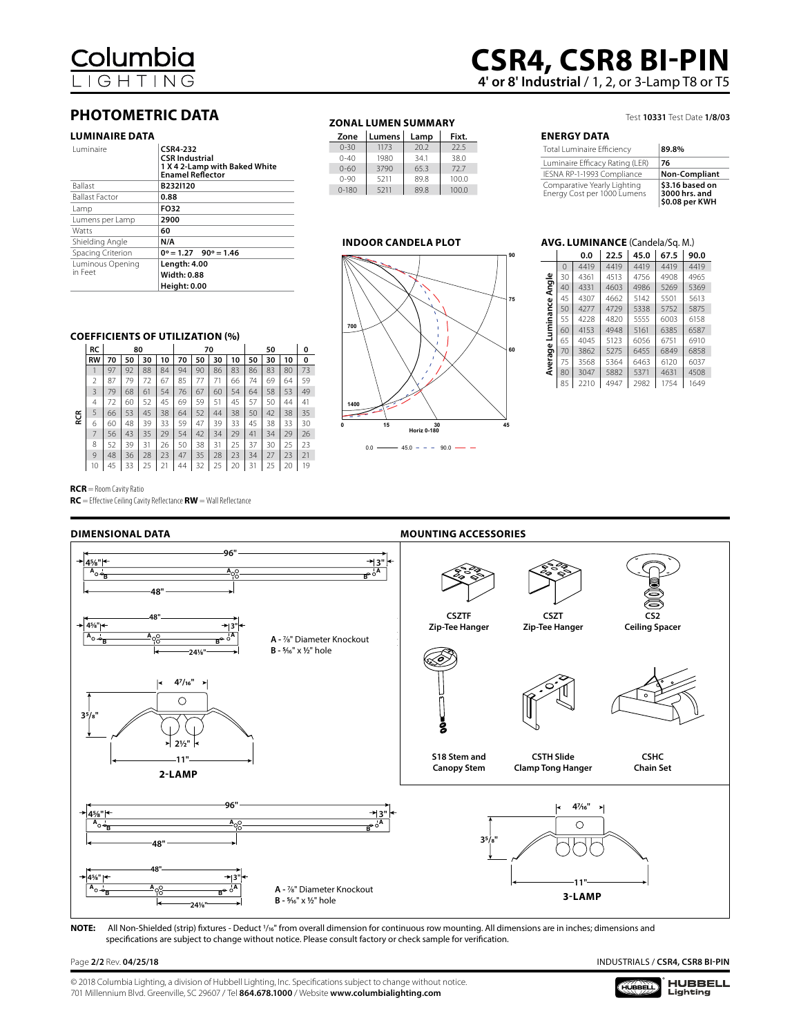# CSR4, CSR8 BI-PIN

**4' or 8' Industrial** / 1, 2, or 3-Lamp T8 or T5

## PHOTOMETRIC DATA

Test **10331** Test Date **1/8/03**

### LUMINAIRE DATA

| | |
|---|---|
| Luminaire | **CSR4-232 CSR Industrial 1 X 4 2-Lamp with Baked White Enamel Reflector** |
| Ballast | **B232I120** |
| Ballast Factor | **0.88** |
| Lamp | **FO32** |
| Lumens per Lamp | **2900** |
| Watts | **60** |
| Shielding Angle | **N/A** |
| Spacing Criterion | **0° = 1.27  90° = 1.46** |
| Luminous Opening in Feet | **Length: 4.00 Width: 0.88 Height: 0.00** |

### ZONAL LUMEN SUMMARY

| Zone | Lumens | Lamp | Fixt. |
|---|---|---|---|
| 0-30 | 1173 | 20.2 | 22.5 |
| 0-40 | 1980 | 34.1 | 38.0 |
| 0-60 | 3790 | 65.3 | 72.7 |
| 0-90 | 5211 | 89.8 | 100.0 |
| 0-180 | 5211 | 89.8 | 100.0 |

### ENERGY DATA

| | |
|---|---|
| Total Luminaire Efficiency | **89.8%** |
| Luminaire Efficacy Rating (LER) | **76** |
| IESNA RP-1-1993 Compliance | **Non-Compliant** |
| Comparative Yearly Lighting Energy Cost per 1000 Lumens | **$3.16 based on 3000 hrs. and $0.08 per KWH** |

### INDOOR CANDELA PLOT

90
75
60
700
1400
0
15
30
45
Horiz 0-180
0.0
45.0
90.0

### AVG. LUMINANCE (Candela/Sq. M.)

Average Luminance Angle

| | 0.0 | 22.5 | 45.0 | 67.5 | 90.0 |
|---|---|---|---|---|---|
| 0 | 4419 | 4419 | 4419 | 4419 | 4419 |
| 30 | 4361 | 4513 | 4756 | 4908 | 4965 |
| 40 | 4331 | 4603 | 4986 | 5269 | 5369 |
| 45 | 4307 | 4662 | 5142 | 5501 | 5613 |
| 50 | 4277 | 4729 | 5338 | 5752 | 5875 |
| 55 | 4228 | 4820 | 5555 | 6003 | 6158 |
| 60 | 4153 | 4948 | 5161 | 6385 | 6587 |
| 65 | 4045 | 5123 | 6056 | 6751 | 6910 |
| 70 | 3862 | 5275 | 6455 | 6849 | 6858 |
| 75 | 3568 | 5364 | 6463 | 6120 | 6037 |
| 80 | 3047 | 5882 | 5371 | 4631 | 4508 |
| 85 | 2210 | 4947 | 2982 | 1754 | 1649 |

### COEFFICIENTS OF UTILIZATION (%)

| RC | 80 | | | | 70 | | | | 50 | | | 0 |
|---|---|---|---|---|---|---|---|---|---|---|---|---|
| RW | 70 | 50 | 30 | 10 | 70 | 50 | 30 | 10 | 50 | 30 | 10 | 0 |
| 1 | 97 | 92 | 88 | 84 | 94 | 90 | 86 | 83 | 86 | 83 | 80 | 73 |
| 2 | 87 | 79 | 72 | 67 | 85 | 77 | 71 | 66 | 74 | 69 | 64 | 59 |
| 3 | 79 | 68 | 61 | 54 | 76 | 67 | 60 | 54 | 64 | 58 | 53 | 49 |
| 4 | 72 | 60 | 52 | 45 | 69 | 59 | 51 | 45 | 57 | 50 | 44 | 41 |
| 5 | 66 | 53 | 45 | 38 | 64 | 52 | 44 | 38 | 50 | 42 | 38 | 35 |
| 6 | 60 | 48 | 39 | 33 | 59 | 47 | 39 | 33 | 45 | 38 | 33 | 30 |
| 7 | 56 | 43 | 35 | 29 | 54 | 42 | 34 | 29 | 41 | 34 | 29 | 26 |
| 8 | 52 | 39 | 31 | 26 | 50 | 38 | 31 | 25 | 37 | 30 | 25 | 23 |
| 9 | 48 | 36 | 28 | 23 | 47 | 35 | 28 | 23 | 34 | 27 | 23 | 21 |
| 10 | 45 | 33 | 25 | 21 | 44 | 32 | 25 | 20 | 31 | 25 | 20 | 19 |

RCR (rows)

**RCR** = Room Cavity Ratio
**RC** = Effective Ceiling Cavity Reflectance **RW** = Wall Reflectance

## DIMENSIONAL DATA

96"
4⅝"
3"
A
B
48"
4⅝"
3"
24⅛"
A - ⅞" Diameter Knockout
B - 5⁄16" x ½" hole
4 7/16"
3 5/8"
2½"
11"
**2-LAMP**

96"
4⅝"
3"
48"
24⅛"
A - ⅞" Diameter Knockout
B - 5⁄16" x ½" hole
4 7/16"
3 5/8"
11"
**3-LAMP**

## MOUNTING ACCESSORIES

**CSZTF** Zip-Tee Hanger
**CSZT** Zip-Tee Hanger
**CS2** Ceiling Spacer
**S18** Stem and Canopy Stem
**CSTH** Slide Clamp Tong Hanger
**CSHC** Chain Set

**NOTE:** All Non-Shielded (strip) fixtures - Deduct 1⁄16" from overall dimension for continuous row mounting. All dimensions are in inches; dimensions and specifications are subject to change without notice. Please consult factory or check sample for verification.

Page **2/2** Rev. **04/25/18**

INDUSTRIALS / **CSR4, CSR8 BI-PIN**

© 2018 Columbia Lighting, a division of Hubbell Lighting, Inc. Specifications subject to change without notice.
701 Millennium Blvd. Greenville, SC 29607 / Tel **864.678.1000** / Website **www.columbialighting.com**